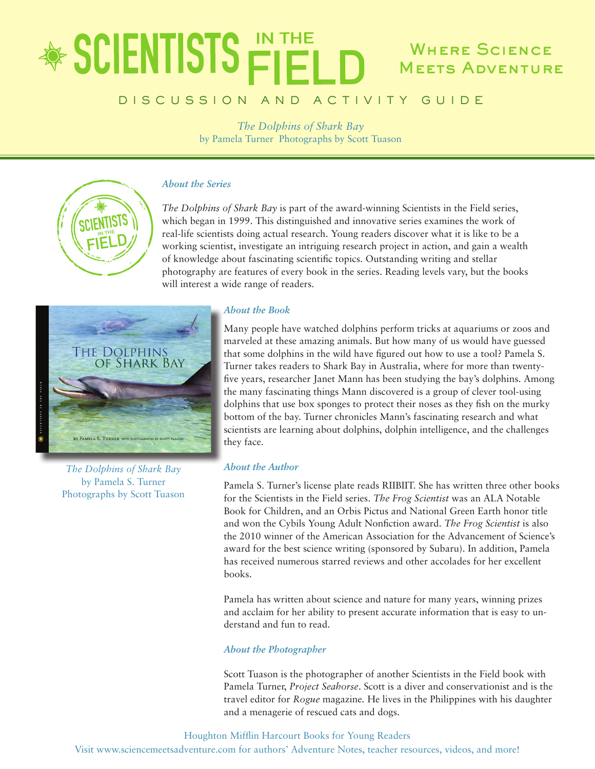# SCIENTISTS IN THE FIELD

**Where Science Meets Adventure**

DISCUSSION AND ACTIVITY GUIDE

*The Dolphins of Shark Bay*
by Pamela Turner Photographs by Scott Tuason

### *About the Series*

*The Dolphins of Shark Bay* is part of the award-winning Scientists in the Field series, which began in 1999. This distinguished and innovative series examines the work of real-life scientists doing actual research. Young readers discover what it is like to be a working scientist, investigate an intriguing research project in action, and gain a wealth of knowledge about fascinating scientific topics. Outstanding writing and stellar photography are features of every book in the series. Reading levels vary, but the books will interest a wide range of readers.

*The Dolphins of Shark Bay*
by Pamela S. Turner
Photographs by Scott Tuason

### *About the Book*

Many people have watched dolphins perform tricks at aquariums or zoos and marveled at these amazing animals. But how many of us would have guessed that some dolphins in the wild have figured out how to use a tool? Pamela S. Turner takes readers to Shark Bay in Australia, where for more than twenty-five years, researcher Janet Mann has been studying the bay's dolphins. Among the many fascinating things Mann discovered is a group of clever tool-using dolphins that use box sponges to protect their noses as they fish on the murky bottom of the bay. Turner chronicles Mann's fascinating research and what scientists are learning about dolphins, dolphin intelligence, and the challenges they face.

### *About the Author*

Pamela S. Turner's license plate reads RIIBIIT. She has written three other books for the Scientists in the Field series. *The Frog Scientist* was an ALA Notable Book for Children, and an Orbis Pictus and National Green Earth honor title and won the Cybils Young Adult Nonfiction award. *The Frog Scientist* is also the 2010 winner of the American Association for the Advancement of Science's award for the best science writing (sponsored by Subaru). In addition, Pamela has received numerous starred reviews and other accolades for her excellent books.

Pamela has written about science and nature for many years, winning prizes and acclaim for her ability to present accurate information that is easy to understand and fun to read.

### *About the Photographer*

Scott Tuason is the photographer of another Scientists in the Field book with Pamela Turner, *Project Seahorse*. Scott is a diver and conservationist and is the travel editor for *Rogue* magazine. He lives in the Philippines with his daughter and a menagerie of rescued cats and dogs.

Houghton Mifflin Harcourt Books for Young Readers
Visit www.sciencemeetsadventure.com for authors' Adventure Notes, teacher resources, videos, and more!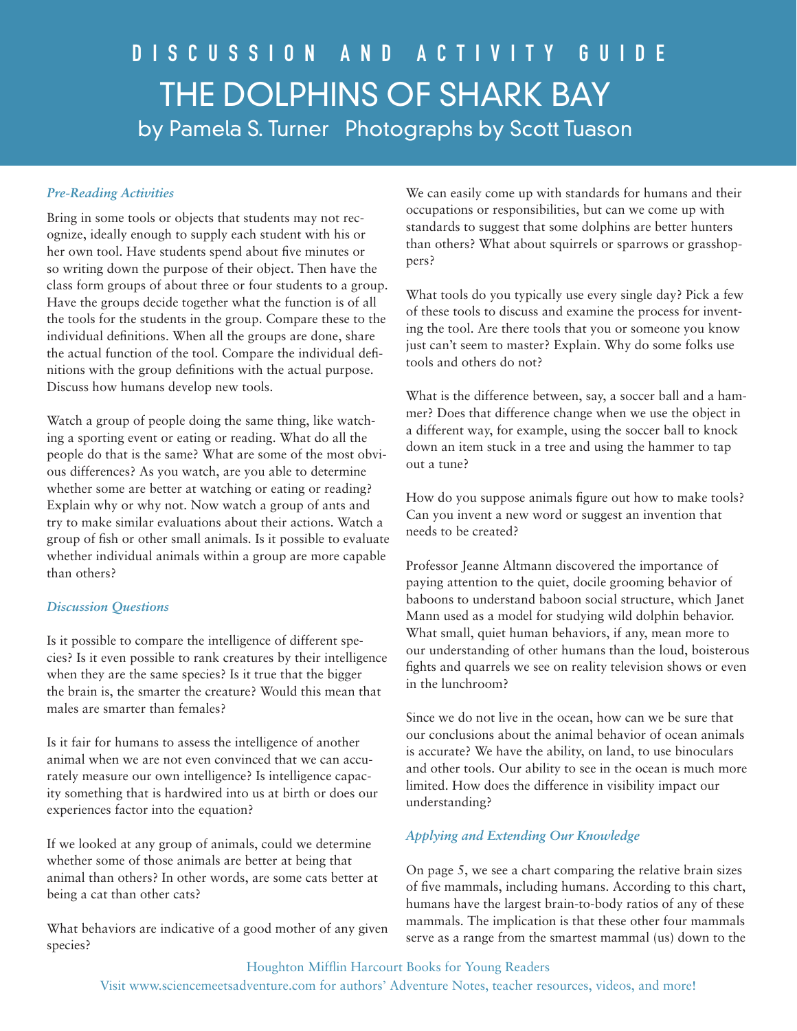# DISCUSSION AND ACTIVITY GUIDE

# THE DOLPHINS OF SHARK BAY

by Pamela S. Turner Photographs by Scott Tuason

### *Pre-Reading Activities*

Bring in some tools or objects that students may not recognize, ideally enough to supply each student with his or her own tool. Have students spend about five minutes or so writing down the purpose of their object. Then have the class form groups of about three or four students to a group. Have the groups decide together what the function is of all the tools for the students in the group. Compare these to the individual definitions. When all the groups are done, share the actual function of the tool. Compare the individual definitions with the group definitions with the actual purpose. Discuss how humans develop new tools.

Watch a group of people doing the same thing, like watching a sporting event or eating or reading. What do all the people do that is the same? What are some of the most obvious differences? As you watch, are you able to determine whether some are better at watching or eating or reading? Explain why or why not. Now watch a group of ants and try to make similar evaluations about their actions. Watch a group of fish or other small animals. Is it possible to evaluate whether individual animals within a group are more capable than others?

### *Discussion Questions*

Is it possible to compare the intelligence of different species? Is it even possible to rank creatures by their intelligence when they are the same species? Is it true that the bigger the brain is, the smarter the creature? Would this mean that males are smarter than females?

Is it fair for humans to assess the intelligence of another animal when we are not even convinced that we can accurately measure our own intelligence? Is intelligence capacity something that is hardwired into us at birth or does our experiences factor into the equation?

If we looked at any group of animals, could we determine whether some of those animals are better at being that animal than others? In other words, are some cats better at being a cat than other cats?

What behaviors are indicative of a good mother of any given species?

We can easily come up with standards for humans and their occupations or responsibilities, but can we come up with standards to suggest that some dolphins are better hunters than others? What about squirrels or sparrows or grasshoppers?

What tools do you typically use every single day? Pick a few of these tools to discuss and examine the process for inventing the tool. Are there tools that you or someone you know just can't seem to master? Explain. Why do some folks use tools and others do not?

What is the difference between, say, a soccer ball and a hammer? Does that difference change when we use the object in a different way, for example, using the soccer ball to knock down an item stuck in a tree and using the hammer to tap out a tune?

How do you suppose animals figure out how to make tools? Can you invent a new word or suggest an invention that needs to be created?

Professor Jeanne Altmann discovered the importance of paying attention to the quiet, docile grooming behavior of baboons to understand baboon social structure, which Janet Mann used as a model for studying wild dolphin behavior. What small, quiet human behaviors, if any, mean more to our understanding of other humans than the loud, boisterous fights and quarrels we see on reality television shows or even in the lunchroom?

Since we do not live in the ocean, how can we be sure that our conclusions about the animal behavior of ocean animals is accurate? We have the ability, on land, to use binoculars and other tools. Our ability to see in the ocean is much more limited. How does the difference in visibility impact our understanding?

### *Applying and Extending Our Knowledge*

On page 5, we see a chart comparing the relative brain sizes of five mammals, including humans. According to this chart, humans have the largest brain-to-body ratios of any of these mammals. The implication is that these other four mammals serve as a range from the smartest mammal (us) down to the

Houghton Mifflin Harcourt Books for Young Readers

Visit www.sciencemeetsadventure.com for authors' Adventure Notes, teacher resources, videos, and more!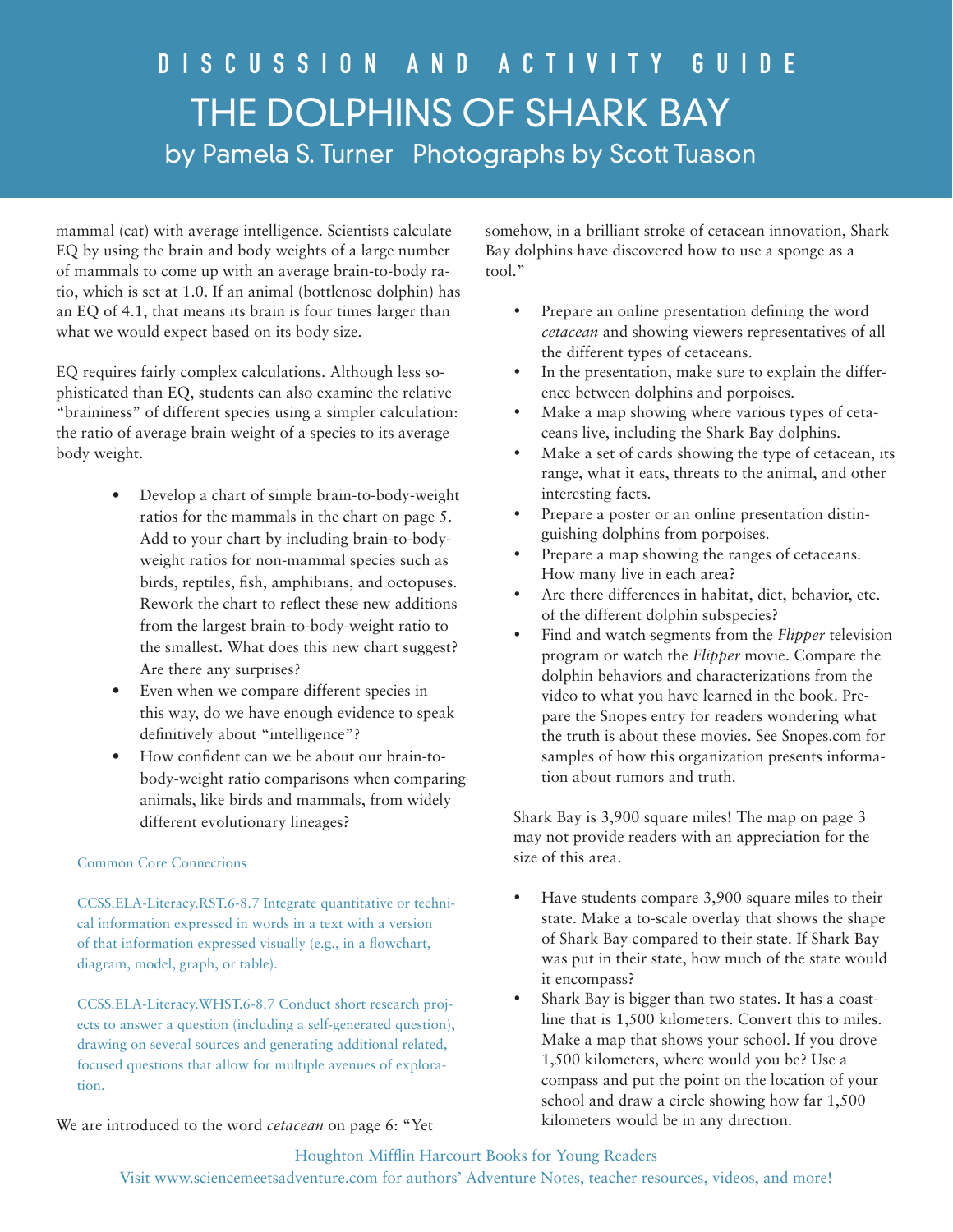mammal (cat) with average intelligence. Scientists calculate EQ by using the brain and body weights of a large number of mammals to come up with an average brain-to-body ratio, which is set at 1.0. If an animal (bottlenose dolphin) has an EQ of 4.1, that means its brain is four times larger than what we would expect based on its body size.

EQ requires fairly complex calculations. Although less sophisticated than EQ, students can also examine the relative "braininess" of different species using a simpler calculation: the ratio of average brain weight of a species to its average body weight.

- Develop a chart of simple brain-to-body-weight ratios for the mammals in the chart on page 5. Add to your chart by including brain-to-body-weight ratios for non-mammal species such as birds, reptiles, fish, amphibians, and octopuses. Rework the chart to reflect these new additions from the largest brain-to-body-weight ratio to the smallest. What does this new chart suggest? Are there any surprises?
- Even when we compare different species in this way, do we have enough evidence to speak definitively about "intelligence"?
- How confident can we be about our brain-to-body-weight ratio comparisons when comparing animals, like birds and mammals, from widely different evolutionary lineages?

Common Core Connections

CCSS.ELA-Literacy.RST.6-8.7 Integrate quantitative or technical information expressed in words in a text with a version of that information expressed visually (e.g., in a flowchart, diagram, model, graph, or table).

CCSS.ELA-Literacy.WHST.6-8.7 Conduct short research projects to answer a question (including a self-generated question), drawing on several sources and generating additional related, focused questions that allow for multiple avenues of exploration.

We are introduced to the word *cetacean* on page 6: "Yet somehow, in a brilliant stroke of cetacean innovation, Shark Bay dolphins have discovered how to use a sponge as a tool."

- Prepare an online presentation defining the word *cetacean* and showing viewers representatives of all the different types of cetaceans.
- In the presentation, make sure to explain the difference between dolphins and porpoises.
- Make a map showing where various types of cetaceans live, including the Shark Bay dolphins.
- Make a set of cards showing the type of cetacean, its range, what it eats, threats to the animal, and other interesting facts.
- Prepare a poster or an online presentation distinguishing dolphins from porpoises.
- Prepare a map showing the ranges of cetaceans. How many live in each area?
- Are there differences in habitat, diet, behavior, etc. of the different dolphin subspecies?
- Find and watch segments from the *Flipper* television program or watch the *Flipper* movie. Compare the dolphin behaviors and characterizations from the video to what you have learned in the book. Prepare the Snopes entry for readers wondering what the truth is about these movies. See Snopes.com for samples of how this organization presents information about rumors and truth.

Shark Bay is 3,900 square miles! The map on page 3 may not provide readers with an appreciation for the size of this area.

- Have students compare 3,900 square miles to their state. Make a to-scale overlay that shows the shape of Shark Bay compared to their state. If Shark Bay was put in their state, how much of the state would it encompass?
- Shark Bay is bigger than two states. It has a coastline that is 1,500 kilometers. Convert this to miles. Make a map that shows your school. If you drove 1,500 kilometers, where would you be? Use a compass and put the point on the location of your school and draw a circle showing how far 1,500 kilometers would be in any direction.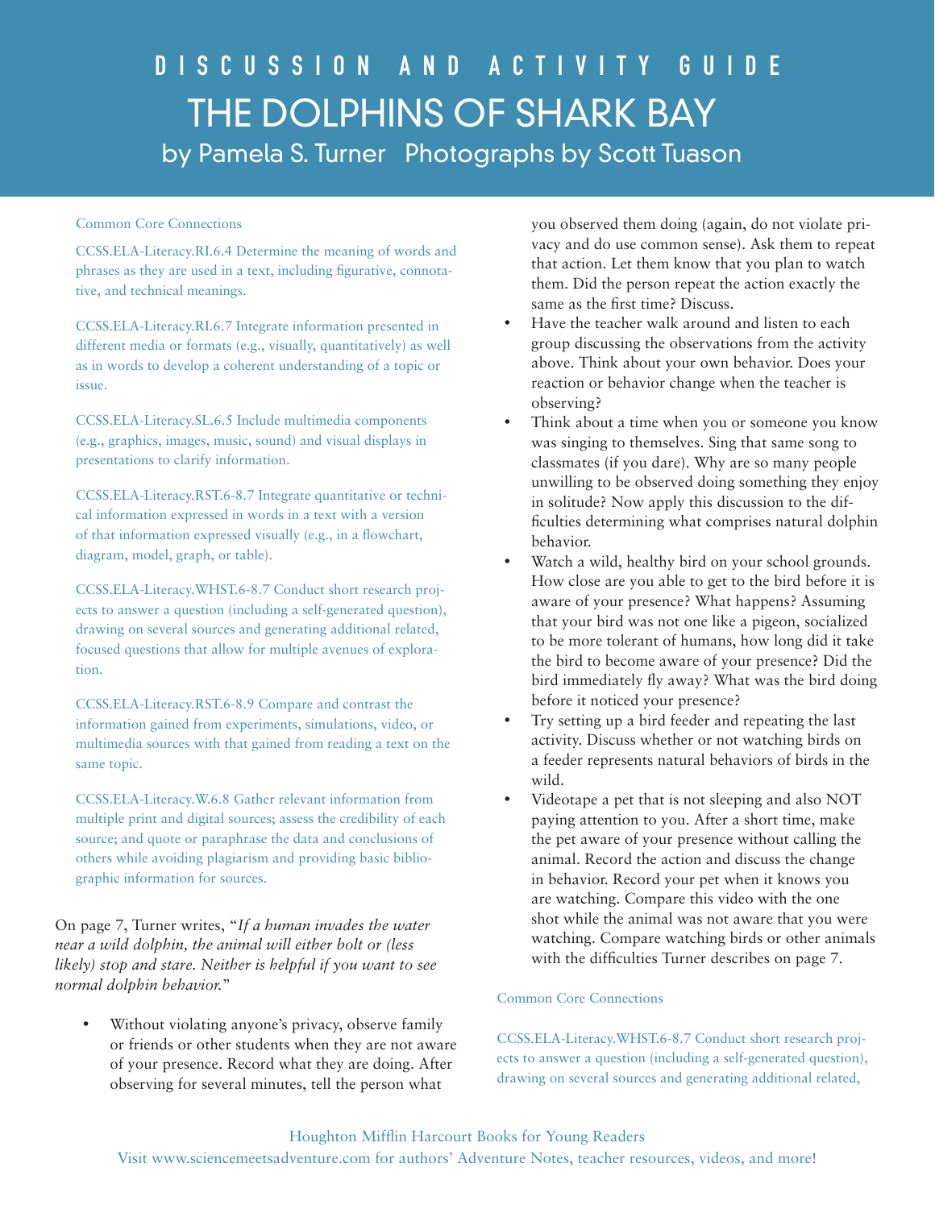# DISCUSSION AND ACTIVITY GUIDE

# THE DOLPHINS OF SHARK BAY

## by Pamela S. Turner Photographs by Scott Tuason

Common Core Connections

CCSS.ELA-Literacy.RI.6.4 Determine the meaning of words and phrases as they are used in a text, including figurative, connotative, and technical meanings.

CCSS.ELA-Literacy.RI.6.7 Integrate information presented in different media or formats (e.g., visually, quantitatively) as well as in words to develop a coherent understanding of a topic or issue.

CCSS.ELA-Literacy.SL.6.5 Include multimedia components (e.g., graphics, images, music, sound) and visual displays in presentations to clarify information.

CCSS.ELA-Literacy.RST.6-8.7 Integrate quantitative or technical information expressed in words in a text with a version of that information expressed visually (e.g., in a flowchart, diagram, model, graph, or table).

CCSS.ELA-Literacy.WHST.6-8.7 Conduct short research projects to answer a question (including a self-generated question), drawing on several sources and generating additional related, focused questions that allow for multiple avenues of exploration.

CCSS.ELA-Literacy.RST.6-8.9 Compare and contrast the information gained from experiments, simulations, video, or multimedia sources with that gained from reading a text on the same topic.

CCSS.ELA-Literacy.W.6.8 Gather relevant information from multiple print and digital sources; assess the credibility of each source; and quote or paraphrase the data and conclusions of others while avoiding plagiarism and providing basic bibliographic information for sources.

On page 7, Turner writes, "*If a human invades the water near a wild dolphin, the animal will either bolt or (less likely) stop and stare. Neither is helpful if you want to see normal dolphin behavior.*"

- Without violating anyone's privacy, observe family or friends or other students when they are not aware of your presence. Record what they are doing. After observing for several minutes, tell the person what you observed them doing (again, do not violate privacy and do use common sense). Ask them to repeat that action. Let them know that you plan to watch them. Did the person repeat the action exactly the same as the first time? Discuss.
- Have the teacher walk around and listen to each group discussing the observations from the activity above. Think about your own behavior. Does your reaction or behavior change when the teacher is observing?
- Think about a time when you or someone you know was singing to themselves. Sing that same song to classmates (if you dare). Why are so many people unwilling to be observed doing something they enjoy in solitude? Now apply this discussion to the difficulties determining what comprises natural dolphin behavior.
- Watch a wild, healthy bird on your school grounds. How close are you able to get to the bird before it is aware of your presence? What happens? Assuming that your bird was not one like a pigeon, socialized to be more tolerant of humans, how long did it take the bird to become aware of your presence? Did the bird immediately fly away? What was the bird doing before it noticed your presence?
- Try setting up a bird feeder and repeating the last activity. Discuss whether or not watching birds on a feeder represents natural behaviors of birds in the wild.
- Videotape a pet that is not sleeping and also NOT paying attention to you. After a short time, make the pet aware of your presence without calling the animal. Record the action and discuss the change in behavior. Record your pet when it knows you are watching. Compare this video with the one shot while the animal was not aware that you were watching. Compare watching birds or other animals with the difficulties Turner describes on page 7.

Common Core Connections

CCSS.ELA-Literacy.WHST.6-8.7 Conduct short research projects to answer a question (including a self-generated question), drawing on several sources and generating additional related,

Houghton Mifflin Harcourt Books for Young Readers

Visit www.sciencemeetsadventure.com for authors' Adventure Notes, teacher resources, videos, and more!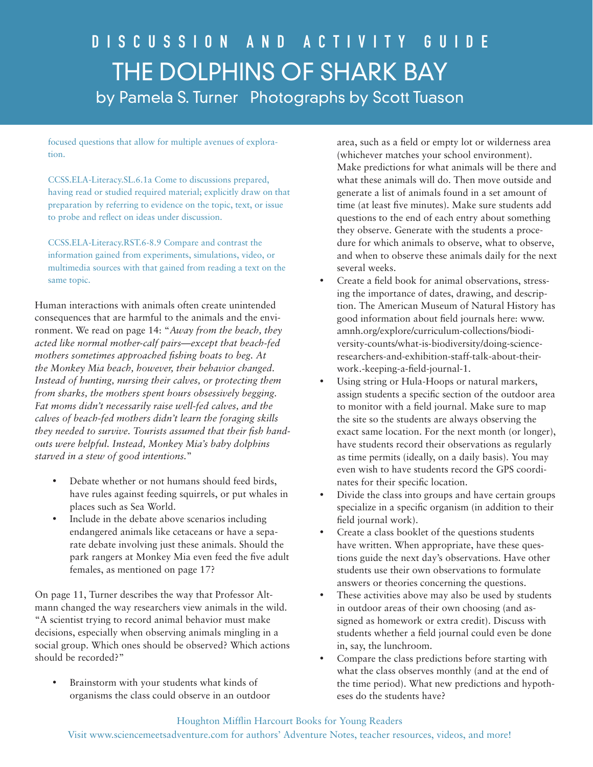focused questions that allow for multiple avenues of exploration.

CCSS.ELA-Literacy.SL.6.1a Come to discussions prepared, having read or studied required material; explicitly draw on that preparation by referring to evidence on the topic, text, or issue to probe and reflect on ideas under discussion.

CCSS.ELA-Literacy.RST.6-8.9 Compare and contrast the information gained from experiments, simulations, video, or multimedia sources with that gained from reading a text on the same topic.

Human interactions with animals often create unintended consequences that are harmful to the animals and the environment. We read on page 14: "*Away from the beach, they acted like normal mother-calf pairs—except that beach-fed mothers sometimes approached fishing boats to beg. At the Monkey Mia beach, however, their behavior changed. Instead of hunting, nursing their calves, or protecting them from sharks, the mothers spent hours obsessively begging. Fat moms didn't necessarily raise well-fed calves, and the calves of beach-fed mothers didn't learn the foraging skills they needed to survive. Tourists assumed that their fish handouts were helpful. Instead, Monkey Mia's baby dolphins starved in a stew of good intentions.*"

- Debate whether or not humans should feed birds, have rules against feeding squirrels, or put whales in places such as Sea World.
- Include in the debate above scenarios including endangered animals like cetaceans or have a separate debate involving just these animals. Should the park rangers at Monkey Mia even feed the five adult females, as mentioned on page 17?

On page 11, Turner describes the way that Professor Altmann changed the way researchers view animals in the wild. "A scientist trying to record animal behavior must make decisions, especially when observing animals mingling in a social group. Which ones should be observed? Which actions should be recorded?"

- Brainstorm with your students what kinds of organisms the class could observe in an outdoor area, such as a field or empty lot or wilderness area (whichever matches your school environment). Make predictions for what animals will be there and what these animals will do. Then move outside and generate a list of animals found in a set amount of time (at least five minutes). Make sure students add questions to the end of each entry about something they observe. Generate with the students a procedure for which animals to observe, what to observe, and when to observe these animals daily for the next several weeks.
- Create a field book for animal observations, stressing the importance of dates, drawing, and description. The American Museum of Natural History has good information about field journals here: www.amnh.org/explore/curriculum-collections/biodiversity-counts/what-is-biodiversity/doing-science-researchers-and-exhibition-staff-talk-about-their-work.-keeping-a-field-journal-1.
- Using string or Hula-Hoops or natural markers, assign students a specific section of the outdoor area to monitor with a field journal. Make sure to map the site so the students are always observing the exact same location. For the next month (or longer), have students record their observations as regularly as time permits (ideally, on a daily basis). You may even wish to have students record the GPS coordinates for their specific location.
- Divide the class into groups and have certain groups specialize in a specific organism (in addition to their field journal work).
- Create a class booklet of the questions students have written. When appropriate, have these questions guide the next day's observations. Have other students use their own observations to formulate answers or theories concerning the questions.
- These activities above may also be used by students in outdoor areas of their own choosing (and assigned as homework or extra credit). Discuss with students whether a field journal could even be done in, say, the lunchroom.
- Compare the class predictions before starting with what the class observes monthly (and at the end of the time period). What new predictions and hypotheses do the students have?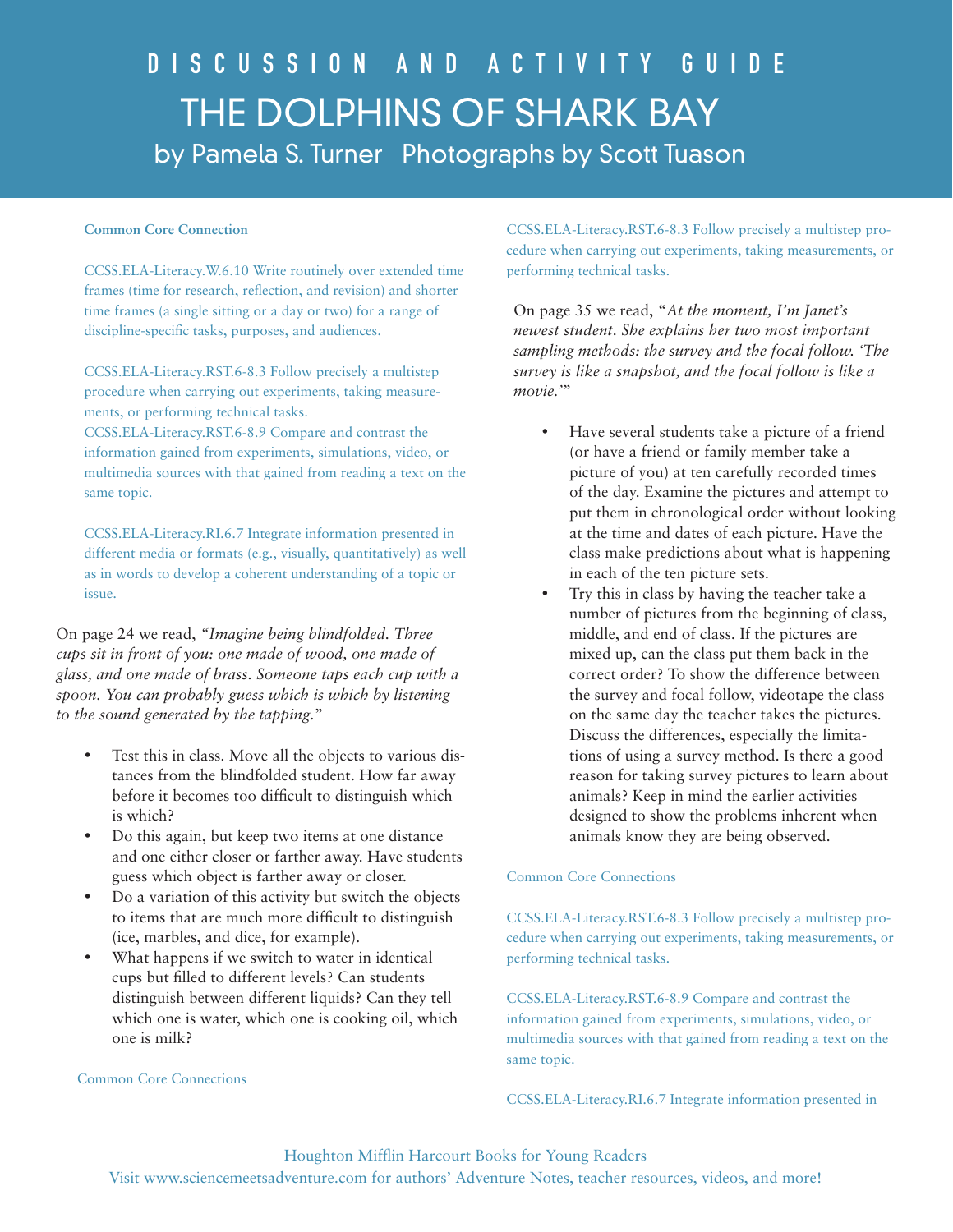# DISCUSSION AND ACTIVITY GUIDE

# THE DOLPHINS OF SHARK BAY

## by Pamela S. Turner Photographs by Scott Tuason

**Common Core Connection**

CCSS.ELA-Literacy.W.6.10 Write routinely over extended time frames (time for research, reflection, and revision) and shorter time frames (a single sitting or a day or two) for a range of discipline-specific tasks, purposes, and audiences.

CCSS.ELA-Literacy.RST.6-8.3 Follow precisely a multistep procedure when carrying out experiments, taking measurements, or performing technical tasks.
CCSS.ELA-Literacy.RST.6-8.9 Compare and contrast the information gained from experiments, simulations, video, or multimedia sources with that gained from reading a text on the same topic.

CCSS.ELA-Literacy.RI.6.7 Integrate information presented in different media or formats (e.g., visually, quantitatively) as well as in words to develop a coherent understanding of a topic or issue.

On page 24 we read, *"Imagine being blindfolded. Three cups sit in front of you: one made of wood, one made of glass, and one made of brass. Someone taps each cup with a spoon. You can probably guess which is which by listening to the sound generated by the tapping."*

- Test this in class. Move all the objects to various distances from the blindfolded student. How far away before it becomes too difficult to distinguish which is which?
- Do this again, but keep two items at one distance and one either closer or farther away. Have students guess which object is farther away or closer.
- Do a variation of this activity but switch the objects to items that are much more difficult to distinguish (ice, marbles, and dice, for example).
- What happens if we switch to water in identical cups but filled to different levels? Can students distinguish between different liquids? Can they tell which one is water, which one is cooking oil, which one is milk?

Common Core Connections

CCSS.ELA-Literacy.RST.6-8.3 Follow precisely a multistep procedure when carrying out experiments, taking measurements, or performing technical tasks.

On page 35 we read, "*At the moment, I'm Janet's newest student. She explains her two most important sampling methods: the survey and the focal follow. 'The survey is like a snapshot, and the focal follow is like a movie.'*"

- Have several students take a picture of a friend (or have a friend or family member take a picture of you) at ten carefully recorded times of the day. Examine the pictures and attempt to put them in chronological order without looking at the time and dates of each picture. Have the class make predictions about what is happening in each of the ten picture sets.
- Try this in class by having the teacher take a number of pictures from the beginning of class, middle, and end of class. If the pictures are mixed up, can the class put them back in the correct order? To show the difference between the survey and focal follow, videotape the class on the same day the teacher takes the pictures. Discuss the differences, especially the limitations of using a survey method. Is there a good reason for taking survey pictures to learn about animals? Keep in mind the earlier activities designed to show the problems inherent when animals know they are being observed.

Common Core Connections

CCSS.ELA-Literacy.RST.6-8.3 Follow precisely a multistep procedure when carrying out experiments, taking measurements, or performing technical tasks.

CCSS.ELA-Literacy.RST.6-8.9 Compare and contrast the information gained from experiments, simulations, video, or multimedia sources with that gained from reading a text on the same topic.

CCSS.ELA-Literacy.RI.6.7 Integrate information presented in

Houghton Mifflin Harcourt Books for Young Readers
Visit www.sciencemeetsadventure.com for authors' Adventure Notes, teacher resources, videos, and more!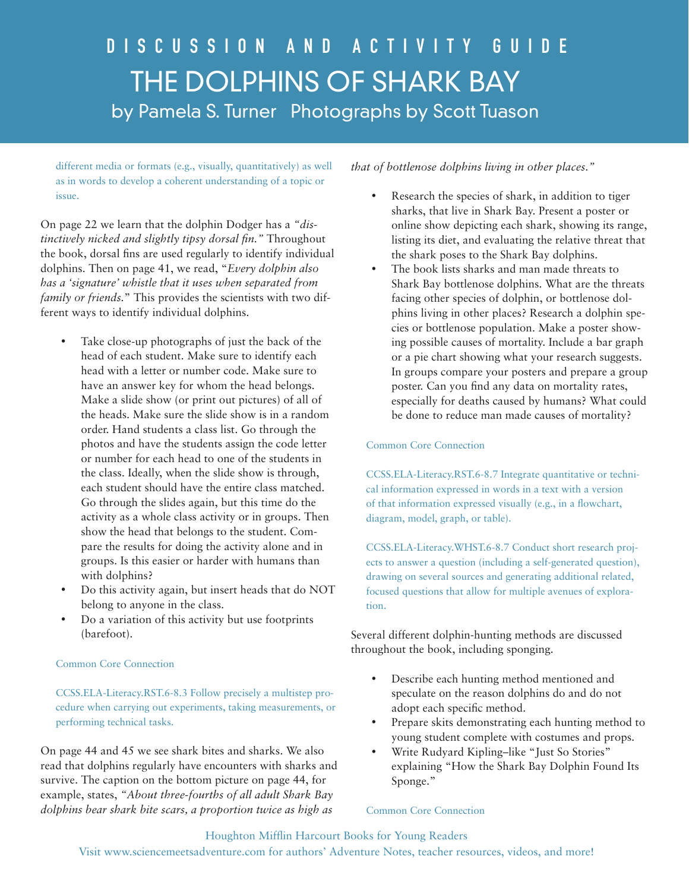different media or formats (e.g., visually, quantitatively) as well as in words to develop a coherent understanding of a topic or issue.

On page 22 we learn that the dolphin Dodger has a *"distinctively nicked and slightly tipsy dorsal fin."* Throughout the book, dorsal fins are used regularly to identify individual dolphins. Then on page 41, we read, "*Every dolphin also has a 'signature' whistle that it uses when separated from family or friends.*" This provides the scientists with two different ways to identify individual dolphins.

- Take close-up photographs of just the back of the head of each student. Make sure to identify each head with a letter or number code. Make sure to have an answer key for whom the head belongs. Make a slide show (or print out pictures) of all of the heads. Make sure the slide show is in a random order. Hand students a class list. Go through the photos and have the students assign the code letter or number for each head to one of the students in the class. Ideally, when the slide show is through, each student should have the entire class matched. Go through the slides again, but this time do the activity as a whole class activity or in groups. Then show the head that belongs to the student. Compare the results for doing the activity alone and in groups. Is this easier or harder with humans than with dolphins?
- Do this activity again, but insert heads that do NOT belong to anyone in the class.
- Do a variation of this activity but use footprints (barefoot).

Common Core Connection

CCSS.ELA-Literacy.RST.6-8.3 Follow precisely a multistep procedure when carrying out experiments, taking measurements, or performing technical tasks.

On page 44 and 45 we see shark bites and sharks. We also read that dolphins regularly have encounters with sharks and survive. The caption on the bottom picture on page 44, for example, states, "*About three-fourths of all adult Shark Bay dolphins bear shark bite scars, a proportion twice as high as that of bottlenose dolphins living in other places.*"

- Research the species of shark, in addition to tiger sharks, that live in Shark Bay. Present a poster or online show depicting each shark, showing its range, listing its diet, and evaluating the relative threat that the shark poses to the Shark Bay dolphins.
- The book lists sharks and man made threats to Shark Bay bottlenose dolphins. What are the threats facing other species of dolphin, or bottlenose dolphins living in other places? Research a dolphin species or bottlenose population. Make a poster showing possible causes of mortality. Include a bar graph or a pie chart showing what your research suggests. In groups compare your posters and prepare a group poster. Can you find any data on mortality rates, especially for deaths caused by humans? What could be done to reduce man made causes of mortality?

Common Core Connection

CCSS.ELA-Literacy.RST.6-8.7 Integrate quantitative or technical information expressed in words in a text with a version of that information expressed visually (e.g., in a flowchart, diagram, model, graph, or table).

CCSS.ELA-Literacy.WHST.6-8.7 Conduct short research projects to answer a question (including a self-generated question), drawing on several sources and generating additional related, focused questions that allow for multiple avenues of exploration.

Several different dolphin-hunting methods are discussed throughout the book, including sponging.

- Describe each hunting method mentioned and speculate on the reason dolphins do and do not adopt each specific method.
- Prepare skits demonstrating each hunting method to young student complete with costumes and props.
- Write Rudyard Kipling–like "Just So Stories" explaining "How the Shark Bay Dolphin Found Its Sponge."

Common Core Connection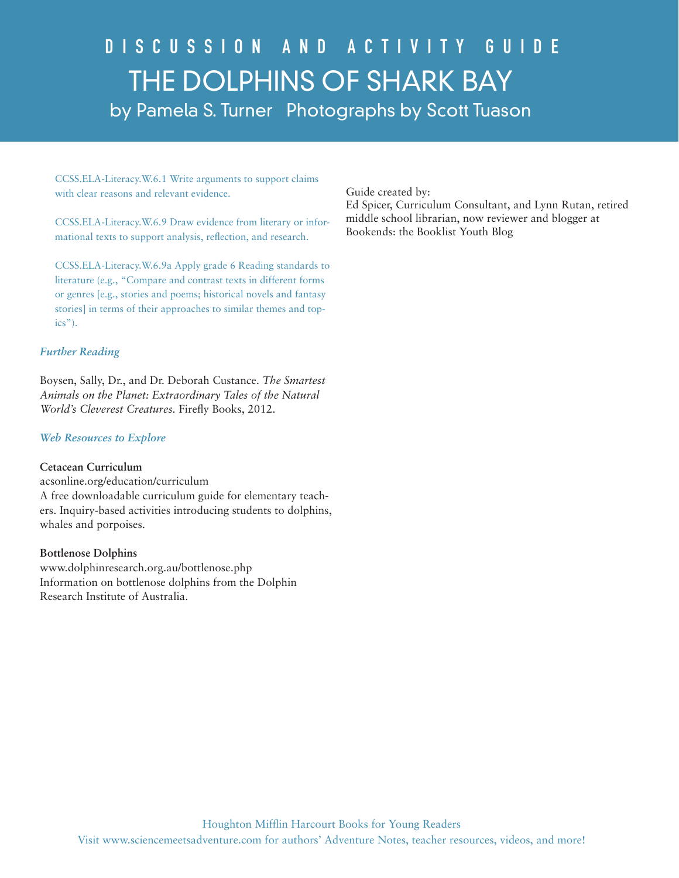# DISCUSSION AND ACTIVITY GUIDE

# THE DOLPHINS OF SHARK BAY

## by Pamela S. Turner   Photographs by Scott Tuason

CCSS.ELA-Literacy.W.6.1 Write arguments to support claims with clear reasons and relevant evidence.

CCSS.ELA-Literacy.W.6.9 Draw evidence from literary or informational texts to support analysis, reflection, and research.

CCSS.ELA-Literacy.W.6.9a Apply grade 6 Reading standards to literature (e.g., "Compare and contrast texts in different forms or genres [e.g., stories and poems; historical novels and fantasy stories] in terms of their approaches to similar themes and topics").

### *Further Reading*

Boysen, Sally, Dr., and Dr. Deborah Custance. *The Smartest Animals on the Planet: Extraordinary Tales of the Natural World's Cleverest Creatures*. Firefly Books, 2012.

### *Web Resources to Explore*

**Cetacean Curriculum**
acsonline.org/education/curriculum
A free downloadable curriculum guide for elementary teachers. Inquiry-based activities introducing students to dolphins, whales and porpoises.

**Bottlenose Dolphins**
www.dolphinresearch.org.au/bottlenose.php
Information on bottlenose dolphins from the Dolphin Research Institute of Australia.

Guide created by:
Ed Spicer, Curriculum Consultant, and Lynn Rutan, retired middle school librarian, now reviewer and blogger at Bookends: the Booklist Youth Blog

Houghton Mifflin Harcourt Books for Young Readers
Visit www.sciencemeetsadventure.com for authors' Adventure Notes, teacher resources, videos, and more!